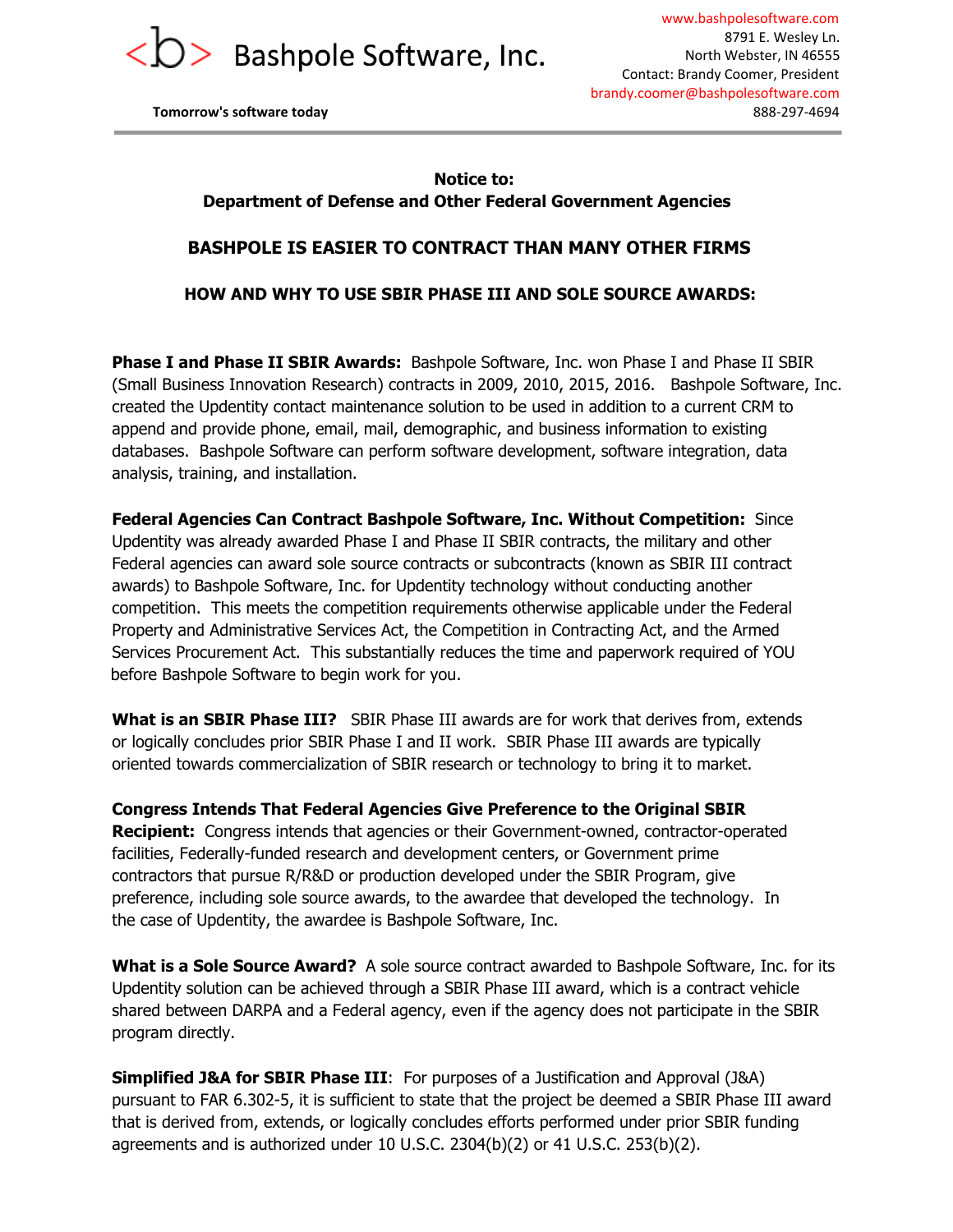<b> Bashpole Software, Inc.

**Tomorrow's software today**

www.bashpolesoftware.com
8791 E. Wesley Ln.
North Webster, IN 46555
Contact: Brandy Coomer, President
brandy.coomer@bashpolesoftware.com
888-297-4694

**Notice to:**
**Department of Defense and Other Federal Government Agencies**

## BASHPOLE IS EASIER TO CONTRACT THAN MANY OTHER FIRMS

### HOW AND WHY TO USE SBIR PHASE III AND SOLE SOURCE AWARDS:

**Phase I and Phase II SBIR Awards:** Bashpole Software, Inc. won Phase I and Phase II SBIR (Small Business Innovation Research) contracts in 2009, 2010, 2015, 2016. Bashpole Software, Inc. created the Updentity contact maintenance solution to be used in addition to a current CRM to append and provide phone, email, mail, demographic, and business information to existing databases. Bashpole Software can perform software development, software integration, data analysis, training, and installation.

**Federal Agencies Can Contract Bashpole Software, Inc. Without Competition:** Since Updentity was already awarded Phase I and Phase II SBIR contracts, the military and other Federal agencies can award sole source contracts or subcontracts (known as SBIR III contract awards) to Bashpole Software, Inc. for Updentity technology without conducting another competition. This meets the competition requirements otherwise applicable under the Federal Property and Administrative Services Act, the Competition in Contracting Act, and the Armed Services Procurement Act. This substantially reduces the time and paperwork required of YOU before Bashpole Software to begin work for you.

**What is an SBIR Phase III?** SBIR Phase III awards are for work that derives from, extends or logically concludes prior SBIR Phase I and II work. SBIR Phase III awards are typically oriented towards commercialization of SBIR research or technology to bring it to market.

**Congress Intends That Federal Agencies Give Preference to the Original SBIR Recipient:** Congress intends that agencies or their Government-owned, contractor-operated facilities, Federally-funded research and development centers, or Government prime contractors that pursue R/R&D or production developed under the SBIR Program, give preference, including sole source awards, to the awardee that developed the technology. In the case of Updentity, the awardee is Bashpole Software, Inc.

**What is a Sole Source Award?** A sole source contract awarded to Bashpole Software, Inc. for its Updentity solution can be achieved through a SBIR Phase III award, which is a contract vehicle shared between DARPA and a Federal agency, even if the agency does not participate in the SBIR program directly.

**Simplified J&A for SBIR Phase III**: For purposes of a Justification and Approval (J&A) pursuant to FAR 6.302-5, it is sufficient to state that the project be deemed a SBIR Phase III award that is derived from, extends, or logically concludes efforts performed under prior SBIR funding agreements and is authorized under 10 U.S.C. 2304(b)(2) or 41 U.S.C. 253(b)(2).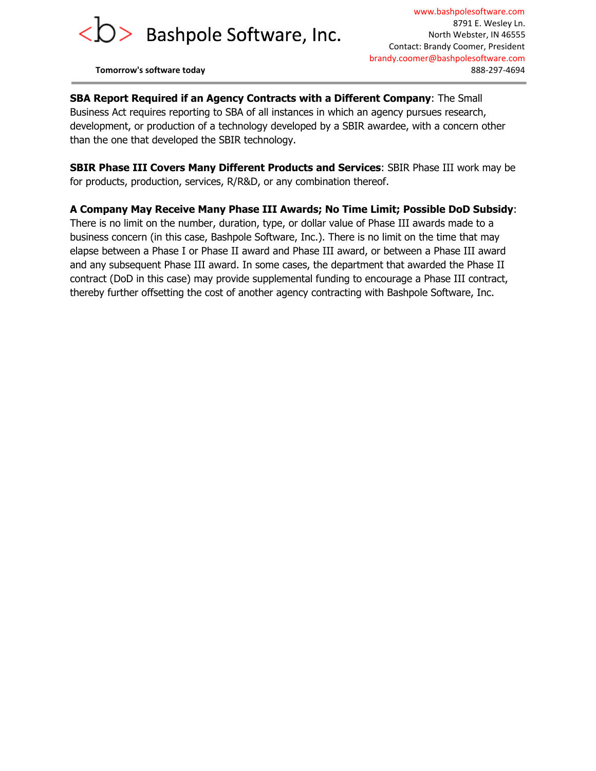**SBA Report Required if an Agency Contracts with a Different Company**: The Small Business Act requires reporting to SBA of all instances in which an agency pursues research, development, or production of a technology developed by a SBIR awardee, with a concern other than the one that developed the SBIR technology.

**SBIR Phase III Covers Many Different Products and Services**: SBIR Phase III work may be for products, production, services, R/R&D, or any combination thereof.

**A Company May Receive Many Phase III Awards; No Time Limit; Possible DoD Subsidy**: There is no limit on the number, duration, type, or dollar value of Phase III awards made to a business concern (in this case, Bashpole Software, Inc.). There is no limit on the time that may elapse between a Phase I or Phase II award and Phase III award, or between a Phase III award and any subsequent Phase III award. In some cases, the department that awarded the Phase II contract (DoD in this case) may provide supplemental funding to encourage a Phase III contract, thereby further offsetting the cost of another agency contracting with Bashpole Software, Inc.